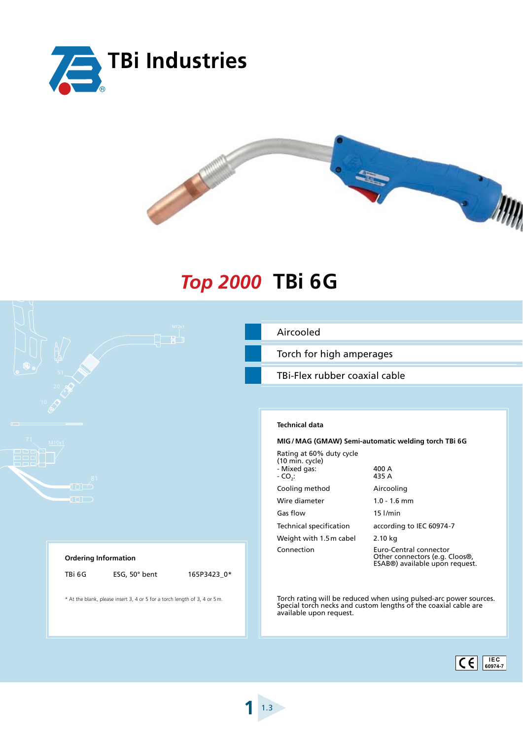TBi Industries

# *Top 2000* TBi 6G

- Aircooled
- Torch for high amperages
- TBi-Flex rubber coaxial cable

### Technical data

**MIG / MAG (GMAW) Semi-automatic welding torch TBi 6G**

| | |
|---|---|
| Rating at 60% duty cycle (10 min. cycle) | |
| - Mixed gas: | 400 A |
| - $CO_2$: | 435 A |
| Cooling method | Aircooling |
| Wire diameter | 1.0 - 1.6 mm |
| Gas flow | 15 l/min |
| Technical specification | according to IEC 60974-7 |
| Weight with 1.5 m cabel | 2.10 kg |
| Connection | Euro-Central connector<br>Other connectors (e.g. Cloos®, ESAB®) available upon request. |

Torch rating will be reduced when using pulsed-arc power sources.
Special torch necks and custom lengths of the coaxial cable are available upon request.

### Ordering Information

| | | |
|---|---|---|
| TBi 6G | ESG, 50° bent | 165P3423_0* |

* At the blank, please insert 3, 4 or 5 for a torch length of 3, 4 or 5 m.

CE IEC 60974-7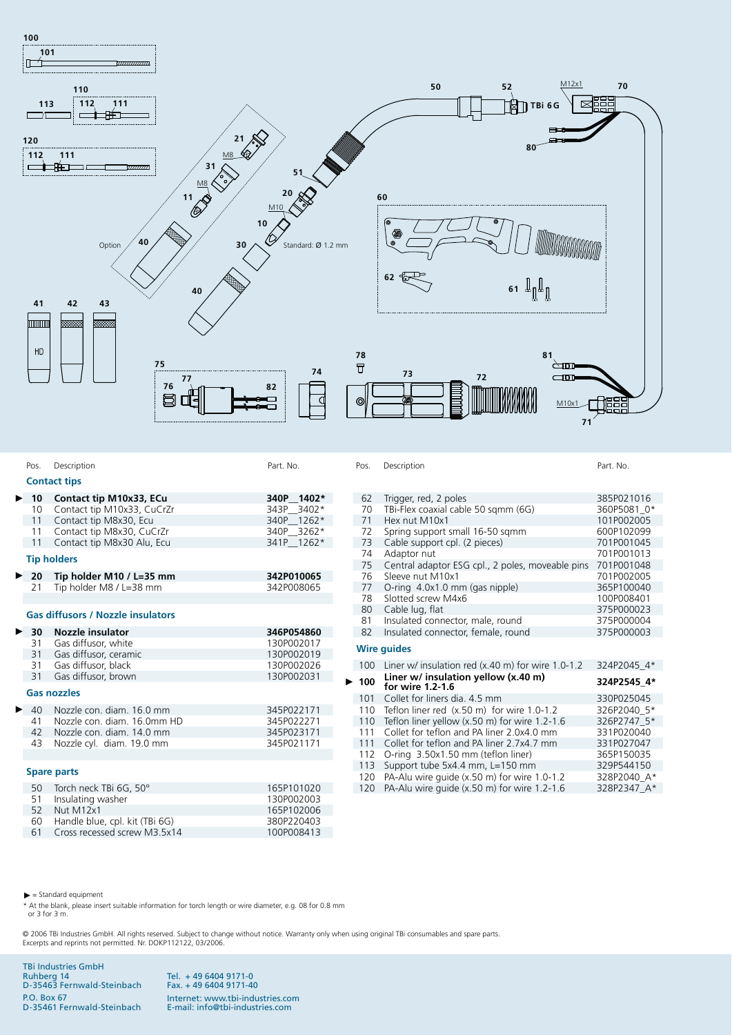| Pos. | Description | Part. No. |
|---|---|---|
| | **Contact tips** | |
| ▶ **10** | **Contact tip M10x33, ECu** | **340P__1402*** |
| 10 | Contact tip M10x33, CuCrZr | 343P__3402* |
| 11 | Contact tip M8x30, Ecu | 340P__1262* |
| 11 | Contact tip M8x30, CuCrZr | 340P__3262* |
| 11 | Contact tip M8x30 Alu, Ecu | 341P__1262* |
| | **Tip holders** | |
| ▶ **20** | **Tip holder M10 / L=35 mm** | **342P010065** |
| 21 | Tip holder M8 / L=38 mm | 342P008065 |
| | **Gas diffusors / Nozzle insulators** | |
| ▶ **30** | **Nozzle insulator** | **346P054860** |
| 31 | Gas diffusor, white | 130P002017 |
| 31 | Gas diffusor, ceramic | 130P002019 |
| 31 | Gas diffusor, black | 130P002026 |
| 31 | Gas diffusor, brown | 130P002031 |
| | **Gas nozzles** | |
| ▶ 40 | Nozzle con. diam. 16.0 mm | 345P022171 |
| 41 | Nozzle con. diam. 16.0mm HD | 345P022271 |
| 42 | Nozzle con. diam. 14.0 mm | 345P023171 |
| 43 | Nozzle cyl. diam. 19.0 mm | 345P021171 |
| | **Spare parts** | |
| 50 | Torch neck TBi 6G, 50° | 165P101020 |
| 51 | Insulating washer | 130P002003 |
| 52 | Nut M12x1 | 165P102006 |
| 60 | Handle blue, cpl. kit (TBi 6G) | 380P220403 |
| 61 | Cross recessed screw M3.5x14 | 100P008413 |
| 62 | Trigger, red, 2 poles | 385P021016 |
| 70 | TBi-Flex coaxial cable 50 sqmm (6G) | 360P5081_0* |
| 71 | Hex nut M10x1 | 101P002005 |
| 72 | Spring support small 16-50 sqmm | 600P102099 |
| 73 | Cable support cpl. (2 pieces) | 701P001045 |
| 74 | Adaptor nut | 701P001013 |
| 75 | Central adaptor ESG cpl., 2 poles, moveable pins | 701P001048 |
| 76 | Sleeve nut M10x1 | 701P002005 |
| 77 | O-ring 4.0x1.0 mm (gas nipple) | 365P100040 |
| 78 | Slotted screw M4x6 | 100P008401 |
| 80 | Cable lug, flat | 375P000023 |
| 81 | Insulated connector, male, round | 375P000004 |
| 82 | Insulated connector, female, round | 375P000003 |
| | **Wire guides** | |
| 100 | Liner w/ insulation red (x.40 m) for wire 1.0-1.2 | 324P2045_4* |
| ▶ **100** | **Liner w/ insulation yellow (x.40 m) for wire 1.2-1.6** | **324P2545_4*** |
| 101 | Collet for liners dia. 4.5 mm | 330P025045 |
| 110 | Teflon liner red (x.50 m) for wire 1.0-1.2 | 326P2040_5* |
| 110 | Teflon liner yellow (x.50 m) for wire 1.2-1.6 | 326P2747_5* |
| 111 | Collet for teflon and PA liner 2.0x4.0 mm | 331P020040 |
| 111 | Collet for teflon and PA liner 2.7x4.7 mm | 331P027047 |
| 112 | O-ring 3.50x1.50 mm (teflon liner) | 365P150035 |
| 113 | Support tube 5x4.4 mm, L=150 mm | 329P544150 |
| 120 | PA-Alu wire guide (x.50 m) for wire 1.0-1.2 | 328P2040_A* |
| 120 | PA-Alu wire guide (x.50 m) for wire 1.2-1.6 | 328P2347_A* |

▶ = Standard equipment

* At the blank, please insert suitable information for torch length or wire diameter, e.g. 08 for 0.8 mm or 3 for 3 m.

© 2006 TBi Industries GmbH. All rights reserved. Subject to change without notice. Warranty only when using original TBi consumables and spare parts. Excerpts and reprints not permitted. Nr. DOKP112122, 03/2006.

TBi Industries GmbH
Ruhberg 14
D-35463 Fernwald-Steinbach
P.O. Box 67
D-35461 Fernwald-Steinbach

Tel. + 49 6404 9171-0
Fax. + 49 6404 9171-40
Internet: www.tbi-industries.com
E-mail: info@tbi-industries.com